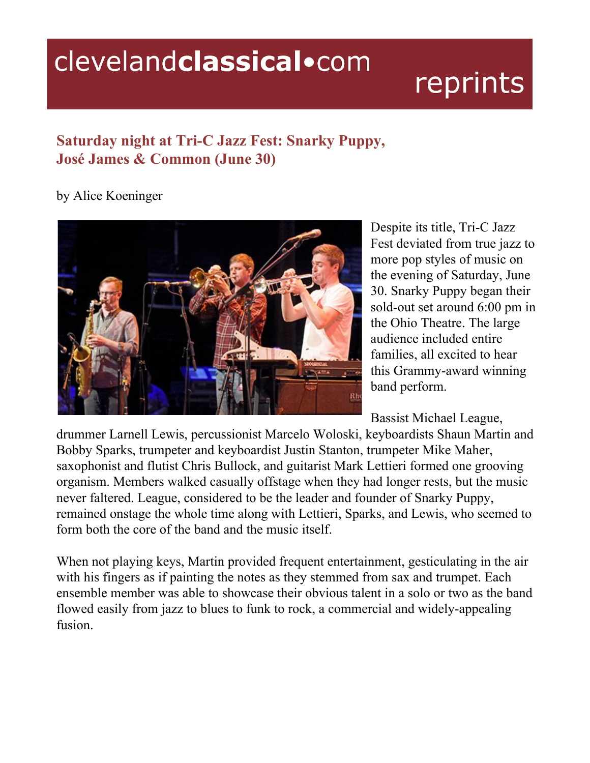clevelandclassical•com reprints

## Saturday night at Tri-C Jazz Fest: Snarky Puppy, José James & Common (June 30)

by Alice Koeninger

Despite its title, Tri-C Jazz Fest deviated from true jazz to more pop styles of music on the evening of Saturday, June 30. Snarky Puppy began their sold-out set around 6:00 pm in the Ohio Theatre. The large audience included entire families, all excited to hear this Grammy-award winning band perform.

Bassist Michael League, drummer Larnell Lewis, percussionist Marcelo Woloski, keyboardists Shaun Martin and Bobby Sparks, trumpeter and keyboardist Justin Stanton, trumpeter Mike Maher, saxophonist and flutist Chris Bullock, and guitarist Mark Lettieri formed one grooving organism. Members walked casually offstage when they had longer rests, but the music never faltered. League, considered to be the leader and founder of Snarky Puppy, remained onstage the whole time along with Lettieri, Sparks, and Lewis, who seemed to form both the core of the band and the music itself.

When not playing keys, Martin provided frequent entertainment, gesticulating in the air with his fingers as if painting the notes as they stemmed from sax and trumpet. Each ensemble member was able to showcase their obvious talent in a solo or two as the band flowed easily from jazz to blues to funk to rock, a commercial and widely-appealing fusion.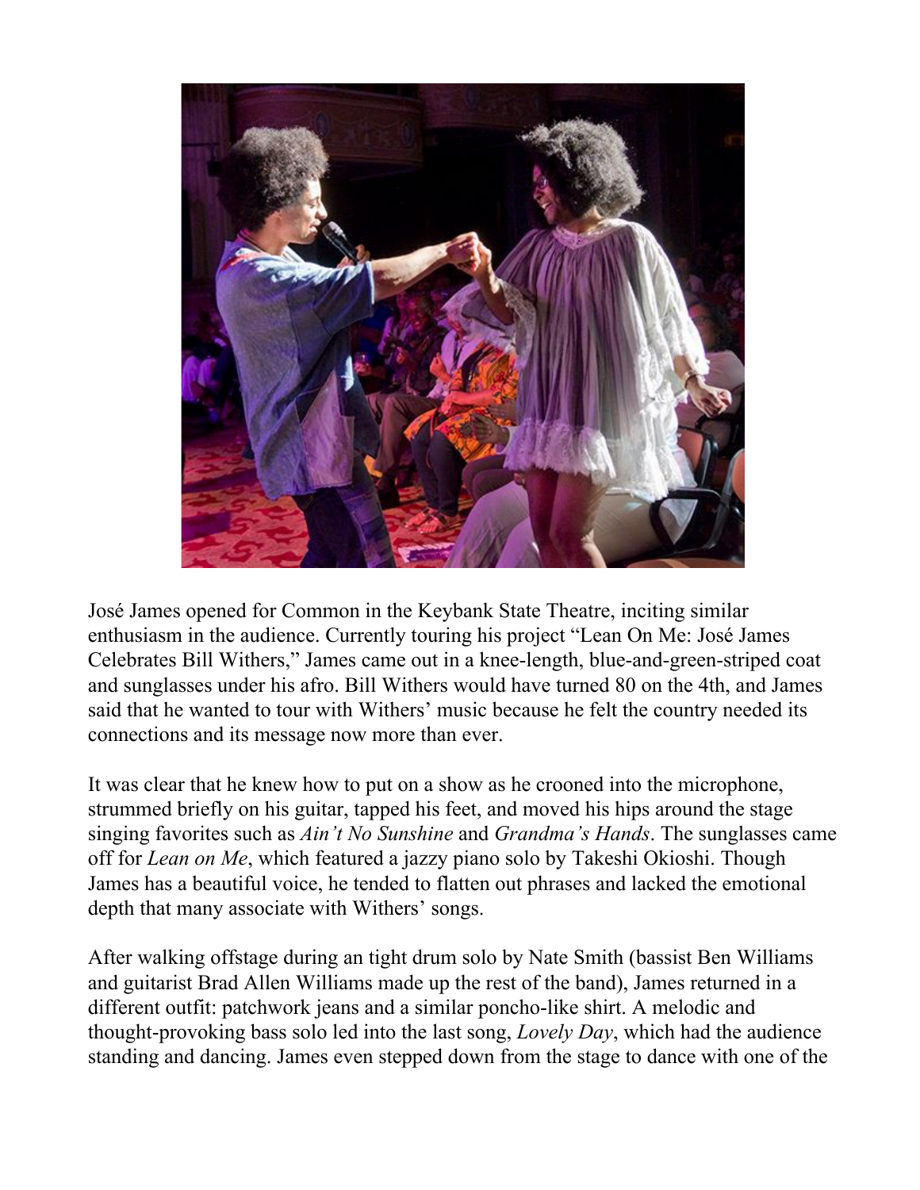José James opened for Common in the Keybank State Theatre, inciting similar enthusiasm in the audience. Currently touring his project "Lean On Me: José James Celebrates Bill Withers," James came out in a knee-length, blue-and-green-striped coat and sunglasses under his afro. Bill Withers would have turned 80 on the 4th, and James said that he wanted to tour with Withers' music because he felt the country needed its connections and its message now more than ever.

It was clear that he knew how to put on a show as he crooned into the microphone, strummed briefly on his guitar, tapped his feet, and moved his hips around the stage singing favorites such as *Ain't No Sunshine* and *Grandma's Hands*. The sunglasses came off for *Lean on Me*, which featured a jazzy piano solo by Takeshi Okioshi. Though James has a beautiful voice, he tended to flatten out phrases and lacked the emotional depth that many associate with Withers' songs.

After walking offstage during an tight drum solo by Nate Smith (bassist Ben Williams and guitarist Brad Allen Williams made up the rest of the band), James returned in a different outfit: patchwork jeans and a similar poncho-like shirt. A melodic and thought-provoking bass solo led into the last song, *Lovely Day*, which had the audience standing and dancing. James even stepped down from the stage to dance with one of the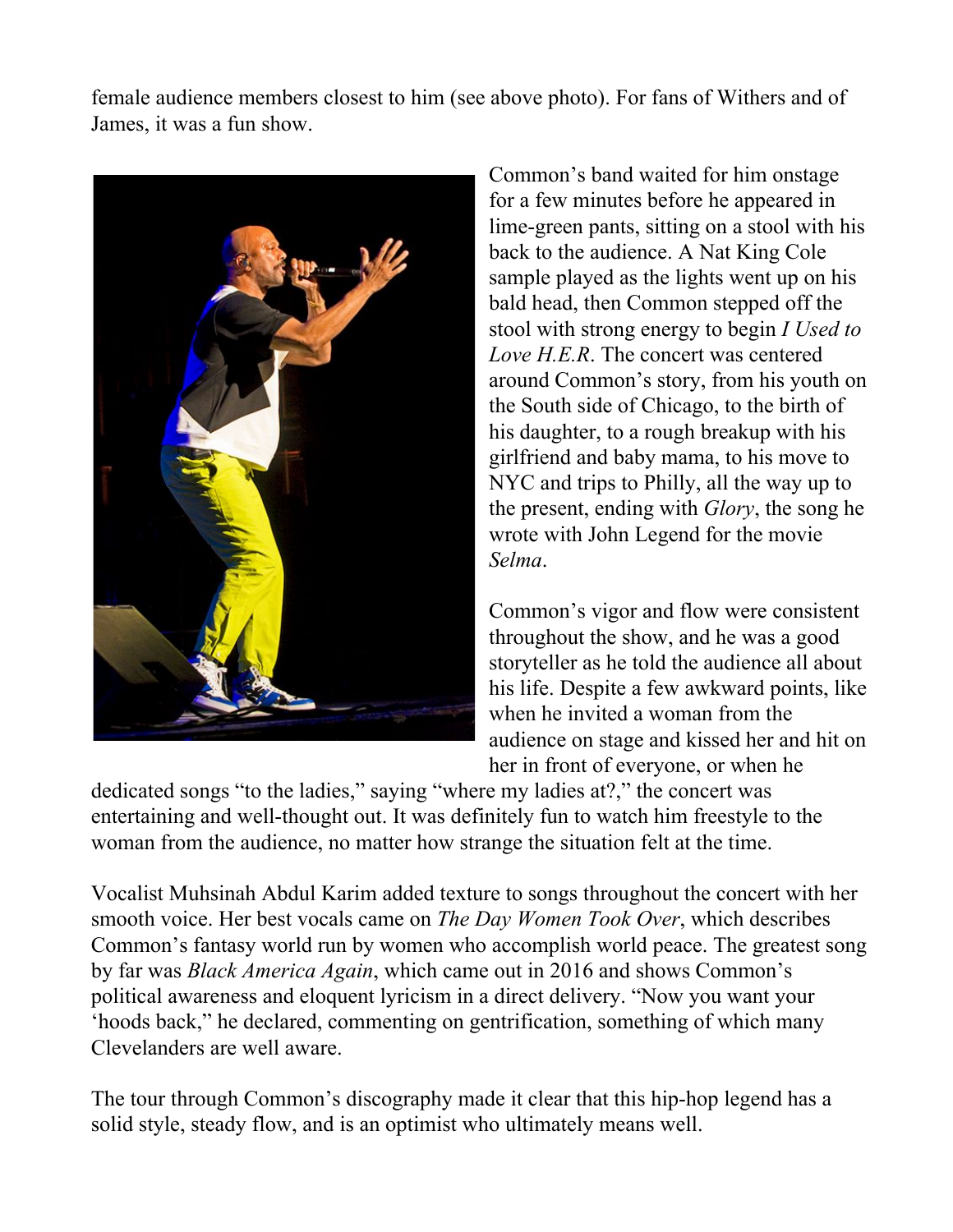female audience members closest to him (see above photo). For fans of Withers and of James, it was a fun show.

Common's band waited for him onstage for a few minutes before he appeared in lime-green pants, sitting on a stool with his back to the audience. A Nat King Cole sample played as the lights went up on his bald head, then Common stepped off the stool with strong energy to begin *I Used to Love H.E.R*. The concert was centered around Common's story, from his youth on the South side of Chicago, to the birth of his daughter, to a rough breakup with his girlfriend and baby mama, to his move to NYC and trips to Philly, all the way up to the present, ending with *Glory*, the song he wrote with John Legend for the movie *Selma*.

Common's vigor and flow were consistent throughout the show, and he was a good storyteller as he told the audience all about his life. Despite a few awkward points, like when he invited a woman from the audience on stage and kissed her and hit on her in front of everyone, or when he dedicated songs "to the ladies," saying "where my ladies at?," the concert was entertaining and well-thought out. It was definitely fun to watch him freestyle to the woman from the audience, no matter how strange the situation felt at the time.

Vocalist Muhsinah Abdul Karim added texture to songs throughout the concert with her smooth voice. Her best vocals came on *The Day Women Took Over*, which describes Common's fantasy world run by women who accomplish world peace. The greatest song by far was *Black America Again*, which came out in 2016 and shows Common's political awareness and eloquent lyricism in a direct delivery. "Now you want your 'hoods back," he declared, commenting on gentrification, something of which many Clevelanders are well aware.

The tour through Common's discography made it clear that this hip-hop legend has a solid style, steady flow, and is an optimist who ultimately means well.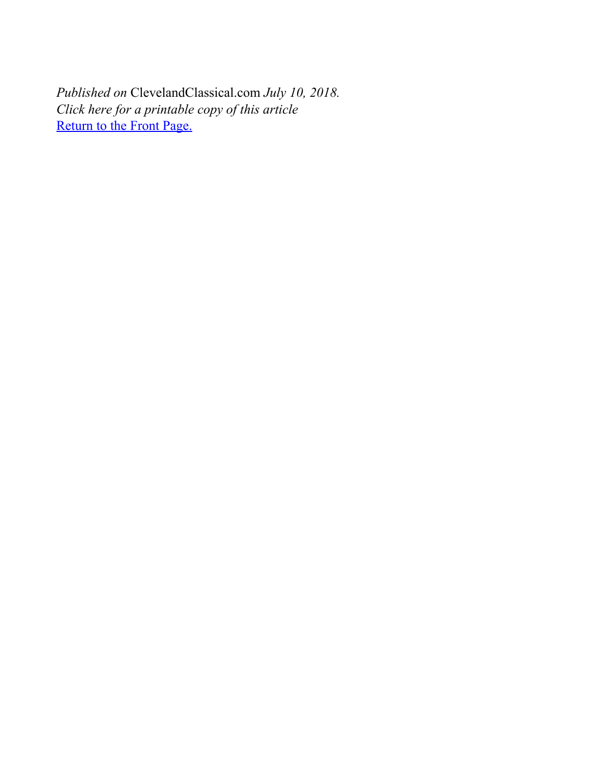*Published on* ClevelandClassical.com *July 10, 2018.*
*Click here for a printable copy of this article*
Return to the Front Page.